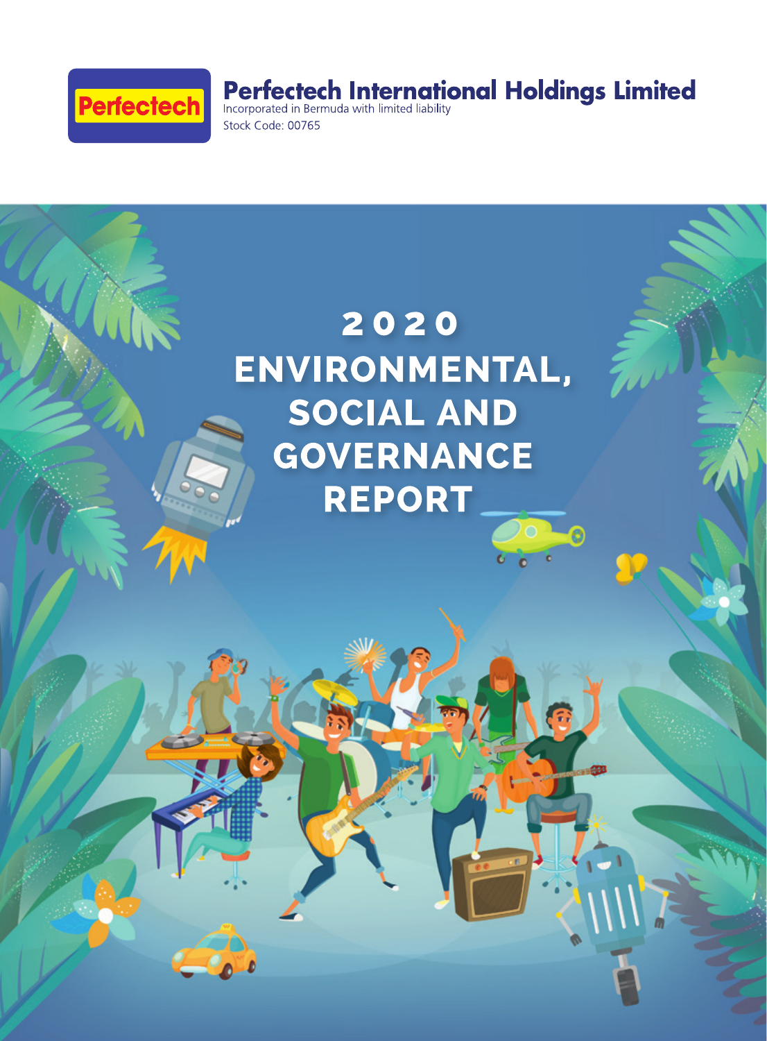Perfectech

**Perfectech International Holdings Limited**

Incorporated in Bermuda with limited liability

Stock Code: 00765

# 2020 ENVIRONMENTAL, SOCIAL AND GOVERNANCE REPORT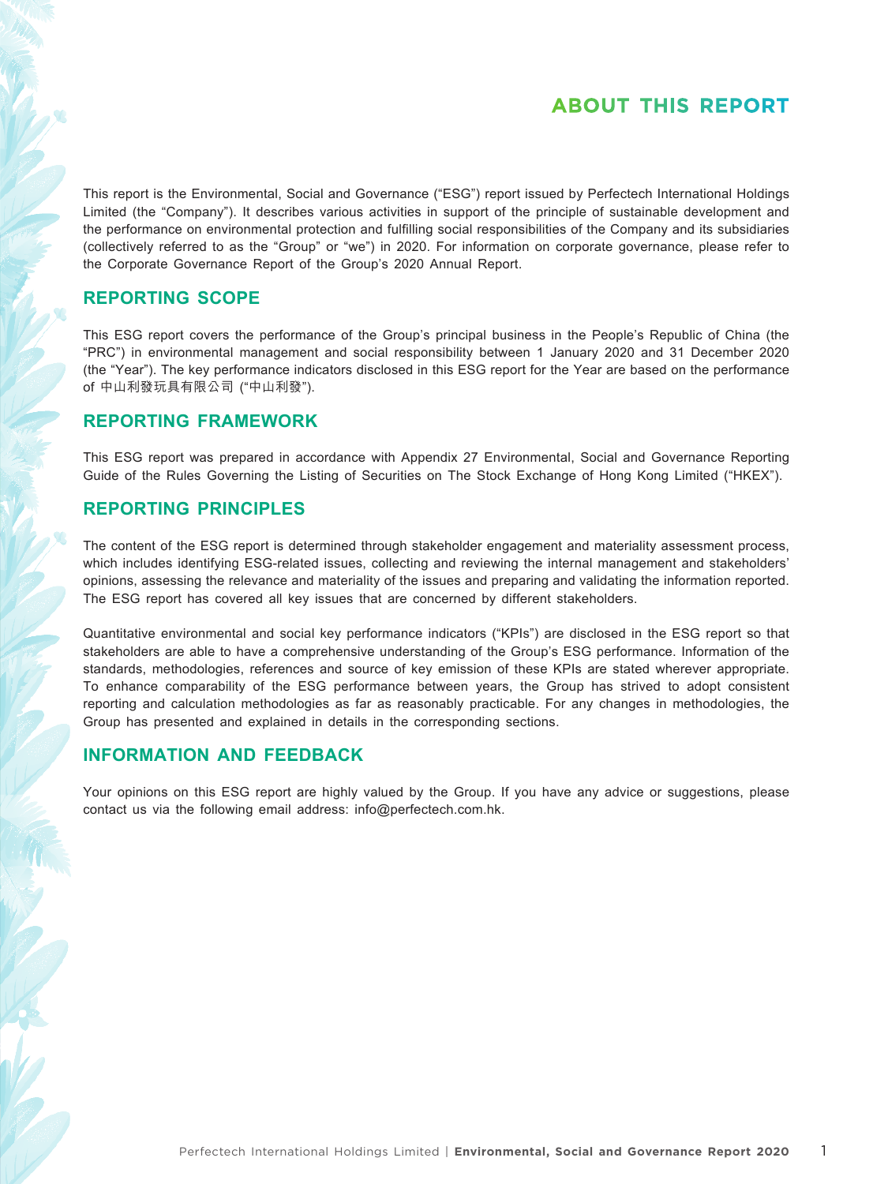# ABOUT THIS REPORT

This report is the Environmental, Social and Governance ("ESG") report issued by Perfectech International Holdings Limited (the "Company"). It describes various activities in support of the principle of sustainable development and the performance on environmental protection and fulfilling social responsibilities of the Company and its subsidiaries (collectively referred to as the "Group" or "we") in 2020. For information on corporate governance, please refer to the Corporate Governance Report of the Group's 2020 Annual Report.

## REPORTING SCOPE

This ESG report covers the performance of the Group's principal business in the People's Republic of China (the "PRC") in environmental management and social responsibility between 1 January 2020 and 31 December 2020 (the "Year"). The key performance indicators disclosed in this ESG report for the Year are based on the performance of 中山利發玩具有限公司 ("中山利發").

## REPORTING FRAMEWORK

This ESG report was prepared in accordance with Appendix 27 Environmental, Social and Governance Reporting Guide of the Rules Governing the Listing of Securities on The Stock Exchange of Hong Kong Limited ("HKEX").

## REPORTING PRINCIPLES

The content of the ESG report is determined through stakeholder engagement and materiality assessment process, which includes identifying ESG-related issues, collecting and reviewing the internal management and stakeholders' opinions, assessing the relevance and materiality of the issues and preparing and validating the information reported. The ESG report has covered all key issues that are concerned by different stakeholders.

Quantitative environmental and social key performance indicators ("KPIs") are disclosed in the ESG report so that stakeholders are able to have a comprehensive understanding of the Group's ESG performance. Information of the standards, methodologies, references and source of key emission of these KPIs are stated wherever appropriate. To enhance comparability of the ESG performance between years, the Group has strived to adopt consistent reporting and calculation methodologies as far as reasonably practicable. For any changes in methodologies, the Group has presented and explained in details in the corresponding sections.

## INFORMATION AND FEEDBACK

Your opinions on this ESG report are highly valued by the Group. If you have any advice or suggestions, please contact us via the following email address: info@perfectech.com.hk.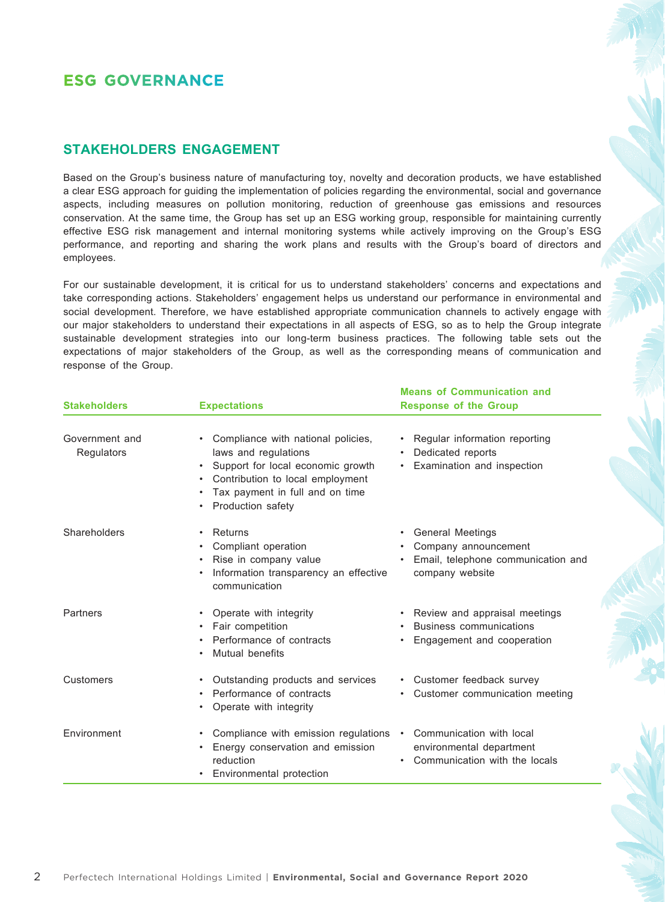# ESG GOVERNANCE

## STAKEHOLDERS ENGAGEMENT

Based on the Group's business nature of manufacturing toy, novelty and decoration products, we have established a clear ESG approach for guiding the implementation of policies regarding the environmental, social and governance aspects, including measures on pollution monitoring, reduction of greenhouse gas emissions and resources conservation. At the same time, the Group has set up an ESG working group, responsible for maintaining currently effective ESG risk management and internal monitoring systems while actively improving on the Group's ESG performance, and reporting and sharing the work plans and results with the Group's board of directors and employees.

For our sustainable development, it is critical for us to understand stakeholders' concerns and expectations and take corresponding actions. Stakeholders' engagement helps us understand our performance in environmental and social development. Therefore, we have established appropriate communication channels to actively engage with our major stakeholders to understand their expectations in all aspects of ESG, so as to help the Group integrate sustainable development strategies into our long-term business practices. The following table sets out the expectations of major stakeholders of the Group, as well as the corresponding means of communication and response of the Group.

| Stakeholders | Expectations | Means of Communication and Response of the Group |
|---|---|---|
| Government and Regulators | • Compliance with national policies, laws and regulations<br>• Support for local economic growth<br>• Contribution to local employment<br>• Tax payment in full and on time<br>• Production safety | • Regular information reporting<br>• Dedicated reports<br>• Examination and inspection |
| Shareholders | • Returns<br>• Compliant operation<br>• Rise in company value<br>• Information transparency an effective communication | • General Meetings<br>• Company announcement<br>• Email, telephone communication and company website |
| Partners | • Operate with integrity<br>• Fair competition<br>• Performance of contracts<br>• Mutual benefits | • Review and appraisal meetings<br>• Business communications<br>• Engagement and cooperation |
| Customers | • Outstanding products and services<br>• Performance of contracts<br>• Operate with integrity | • Customer feedback survey<br>• Customer communication meeting |
| Environment | • Compliance with emission regulations<br>• Energy conservation and emission reduction<br>• Environmental protection | • Communication with local environmental department<br>• Communication with the locals |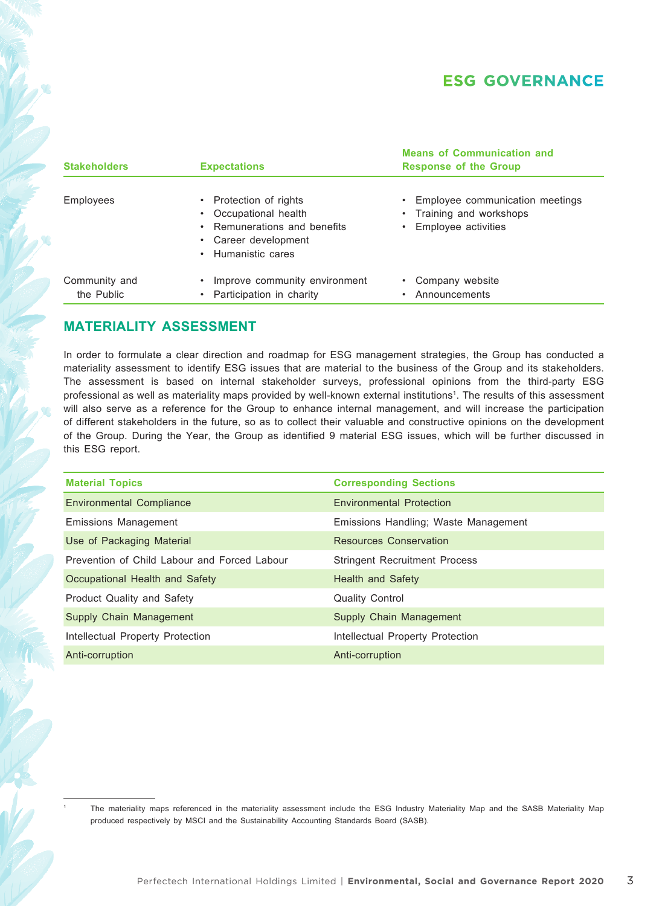| Stakeholders | Expectations | Means of Communication and Response of the Group |
|---|---|---|
| Employees | • Protection of rights<br>• Occupational health<br>• Remunerations and benefits<br>• Career development<br>• Humanistic cares | • Employee communication meetings<br>• Training and workshops<br>• Employee activities |
| Community and the Public | • Improve community environment<br>• Participation in charity | • Company website<br>• Announcements |

## MATERIALITY ASSESSMENT

In order to formulate a clear direction and roadmap for ESG management strategies, the Group has conducted a materiality assessment to identify ESG issues that are material to the business of the Group and its stakeholders. The assessment is based on internal stakeholder surveys, professional opinions from the third-party ESG professional as well as materiality maps provided by well-known external institutions[1]. The results of this assessment will also serve as a reference for the Group to enhance internal management, and will increase the participation of different stakeholders in the future, so as to collect their valuable and constructive opinions on the development of the Group. During the Year, the Group as identified 9 material ESG issues, which will be further discussed in this ESG report.

| Material Topics | Corresponding Sections |
|---|---|
| Environmental Compliance | Environmental Protection |
| Emissions Management | Emissions Handling; Waste Management |
| Use of Packaging Material | Resources Conservation |
| Prevention of Child Labour and Forced Labour | Stringent Recruitment Process |
| Occupational Health and Safety | Health and Safety |
| Product Quality and Safety | Quality Control |
| Supply Chain Management | Supply Chain Management |
| Intellectual Property Protection | Intellectual Property Protection |
| Anti-corruption | Anti-corruption |

[1] The materiality maps referenced in the materiality assessment include the ESG Industry Materiality Map and the SASB Materiality Map produced respectively by MSCI and the Sustainability Accounting Standards Board (SASB).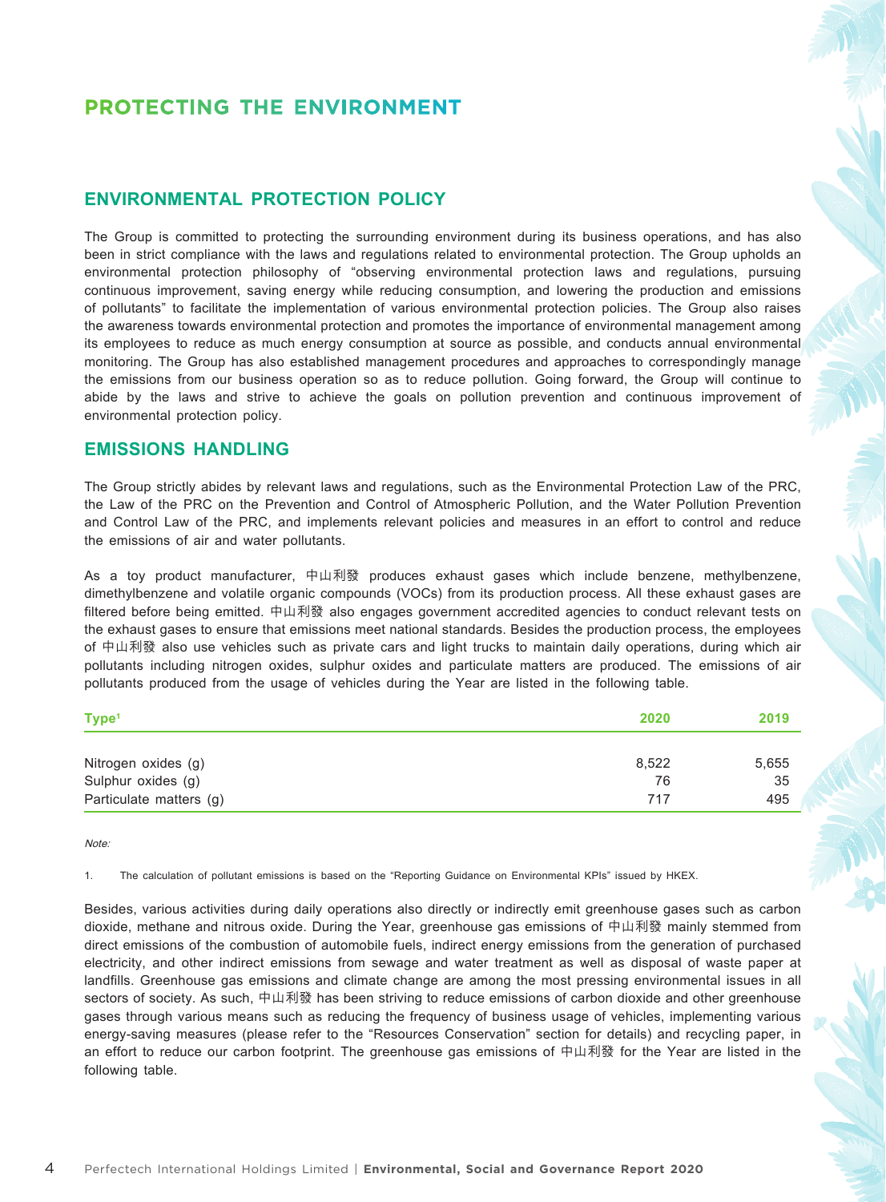# PROTECTING THE ENVIRONMENT

## ENVIRONMENTAL PROTECTION POLICY

The Group is committed to protecting the surrounding environment during its business operations, and has also been in strict compliance with the laws and regulations related to environmental protection. The Group upholds an environmental protection philosophy of "observing environmental protection laws and regulations, pursuing continuous improvement, saving energy while reducing consumption, and lowering the production and emissions of pollutants" to facilitate the implementation of various environmental protection policies. The Group also raises the awareness towards environmental protection and promotes the importance of environmental management among its employees to reduce as much energy consumption at source as possible, and conducts annual environmental monitoring. The Group has also established management procedures and approaches to correspondingly manage the emissions from our business operation so as to reduce pollution. Going forward, the Group will continue to abide by the laws and strive to achieve the goals on pollution prevention and continuous improvement of environmental protection policy.

## EMISSIONS HANDLING

The Group strictly abides by relevant laws and regulations, such as the Environmental Protection Law of the PRC, the Law of the PRC on the Prevention and Control of Atmospheric Pollution, and the Water Pollution Prevention and Control Law of the PRC, and implements relevant policies and measures in an effort to control and reduce the emissions of air and water pollutants.

As a toy product manufacturer, 中山利發 produces exhaust gases which include benzene, methylbenzene, dimethylbenzene and volatile organic compounds (VOCs) from its production process. All these exhaust gases are filtered before being emitted. 中山利發 also engages government accredited agencies to conduct relevant tests on the exhaust gases to ensure that emissions meet national standards. Besides the production process, the employees of 中山利發 also use vehicles such as private cars and light trucks to maintain daily operations, during which air pollutants including nitrogen oxides, sulphur oxides and particulate matters are produced. The emissions of air pollutants produced from the usage of vehicles during the Year are listed in the following table.

| Type[1] | 2020 | 2019 |
|---|---|---|
| Nitrogen oxides (g) | 8,522 | 5,655 |
| Sulphur oxides (g) | 76 | 35 |
| Particulate matters (g) | 717 | 495 |

*Note:*

1. The calculation of pollutant emissions is based on the "Reporting Guidance on Environmental KPIs" issued by HKEX.

Besides, various activities during daily operations also directly or indirectly emit greenhouse gases such as carbon dioxide, methane and nitrous oxide. During the Year, greenhouse gas emissions of 中山利發 mainly stemmed from direct emissions of the combustion of automobile fuels, indirect energy emissions from the generation of purchased electricity, and other indirect emissions from sewage and water treatment as well as disposal of waste paper at landfills. Greenhouse gas emissions and climate change are among the most pressing environmental issues in all sectors of society. As such, 中山利發 has been striving to reduce emissions of carbon dioxide and other greenhouse gases through various means such as reducing the frequency of business usage of vehicles, implementing various energy-saving measures (please refer to the "Resources Conservation" section for details) and recycling paper, in an effort to reduce our carbon footprint. The greenhouse gas emissions of 中山利發 for the Year are listed in the following table.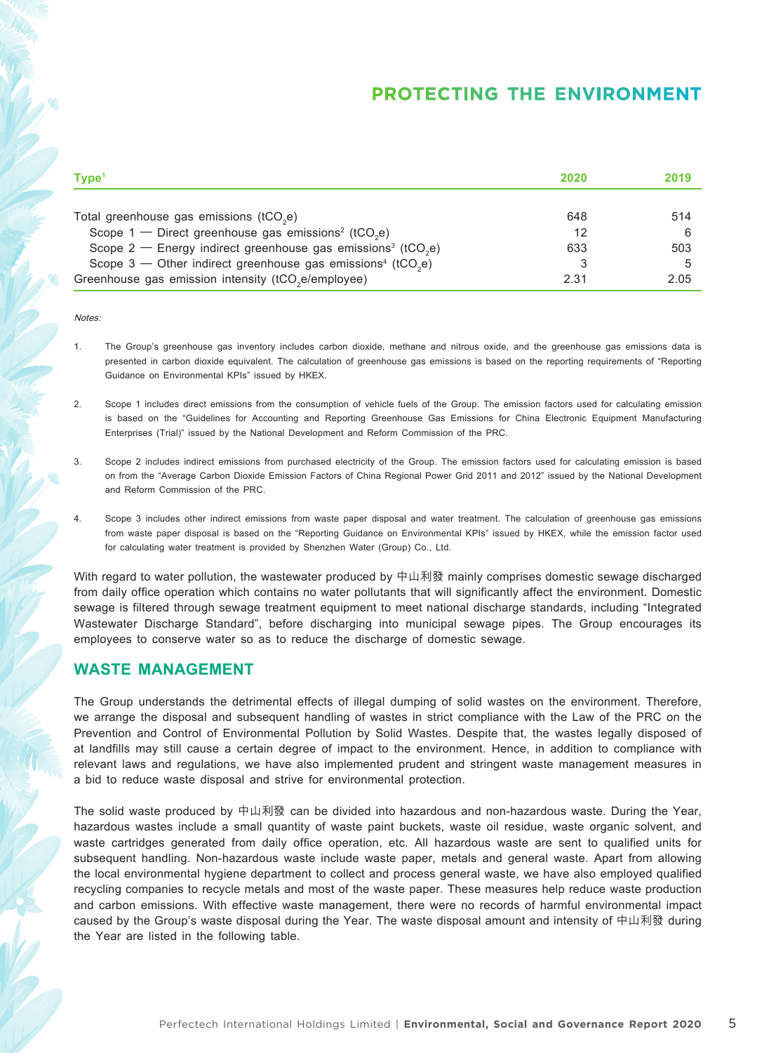# PROTECTING THE ENVIRONMENT

| Type[1] | 2020 | 2019 |
|---|---|---|
| Total greenhouse gas emissions ($tCO_2e$) | 648 | 514 |
| Scope 1 — Direct greenhouse gas emissions[2] ($tCO_2e$) | 12 | 6 |
| Scope 2 — Energy indirect greenhouse gas emissions[3] ($tCO_2e$) | 633 | 503 |
| Scope 3 — Other indirect greenhouse gas emissions[4] ($tCO_2e$) | 3 | 5 |
| Greenhouse gas emission intensity ($tCO_2e$/employee) | 2.31 | 2.05 |

*Notes:*

1. The Group's greenhouse gas inventory includes carbon dioxide, methane and nitrous oxide, and the greenhouse gas emissions data is presented in carbon dioxide equivalent. The calculation of greenhouse gas emissions is based on the reporting requirements of "Reporting Guidance on Environmental KPIs" issued by HKEX.

2. Scope 1 includes direct emissions from the consumption of vehicle fuels of the Group. The emission factors used for calculating emission is based on the "Guidelines for Accounting and Reporting Greenhouse Gas Emissions for China Electronic Equipment Manufacturing Enterprises (Trial)" issued by the National Development and Reform Commission of the PRC.

3. Scope 2 includes indirect emissions from purchased electricity of the Group. The emission factors used for calculating emission is based on from the "Average Carbon Dioxide Emission Factors of China Regional Power Grid 2011 and 2012" issued by the National Development and Reform Commission of the PRC.

4. Scope 3 includes other indirect emissions from waste paper disposal and water treatment. The calculation of greenhouse gas emissions from waste paper disposal is based on the "Reporting Guidance on Environmental KPIs" issued by HKEX, while the emission factor used for calculating water treatment is provided by Shenzhen Water (Group) Co., Ltd.

With regard to water pollution, the wastewater produced by 中山利發 mainly comprises domestic sewage discharged from daily office operation which contains no water pollutants that will significantly affect the environment. Domestic sewage is filtered through sewage treatment equipment to meet national discharge standards, including "Integrated Wastewater Discharge Standard", before discharging into municipal sewage pipes. The Group encourages its employees to conserve water so as to reduce the discharge of domestic sewage.

## WASTE MANAGEMENT

The Group understands the detrimental effects of illegal dumping of solid wastes on the environment. Therefore, we arrange the disposal and subsequent handling of wastes in strict compliance with the Law of the PRC on the Prevention and Control of Environmental Pollution by Solid Wastes. Despite that, the wastes legally disposed of at landfills may still cause a certain degree of impact to the environment. Hence, in addition to compliance with relevant laws and regulations, we have also implemented prudent and stringent waste management measures in a bid to reduce waste disposal and strive for environmental protection.

The solid waste produced by 中山利發 can be divided into hazardous and non-hazardous waste. During the Year, hazardous wastes include a small quantity of waste paint buckets, waste oil residue, waste organic solvent, and waste cartridges generated from daily office operation, etc. All hazardous waste are sent to qualified units for subsequent handling. Non-hazardous waste include waste paper, metals and general waste. Apart from allowing the local environmental hygiene department to collect and process general waste, we have also employed qualified recycling companies to recycle metals and most of the waste paper. These measures help reduce waste production and carbon emissions. With effective waste management, there were no records of harmful environmental impact caused by the Group's waste disposal during the Year. The waste disposal amount and intensity of 中山利發 during the Year are listed in the following table.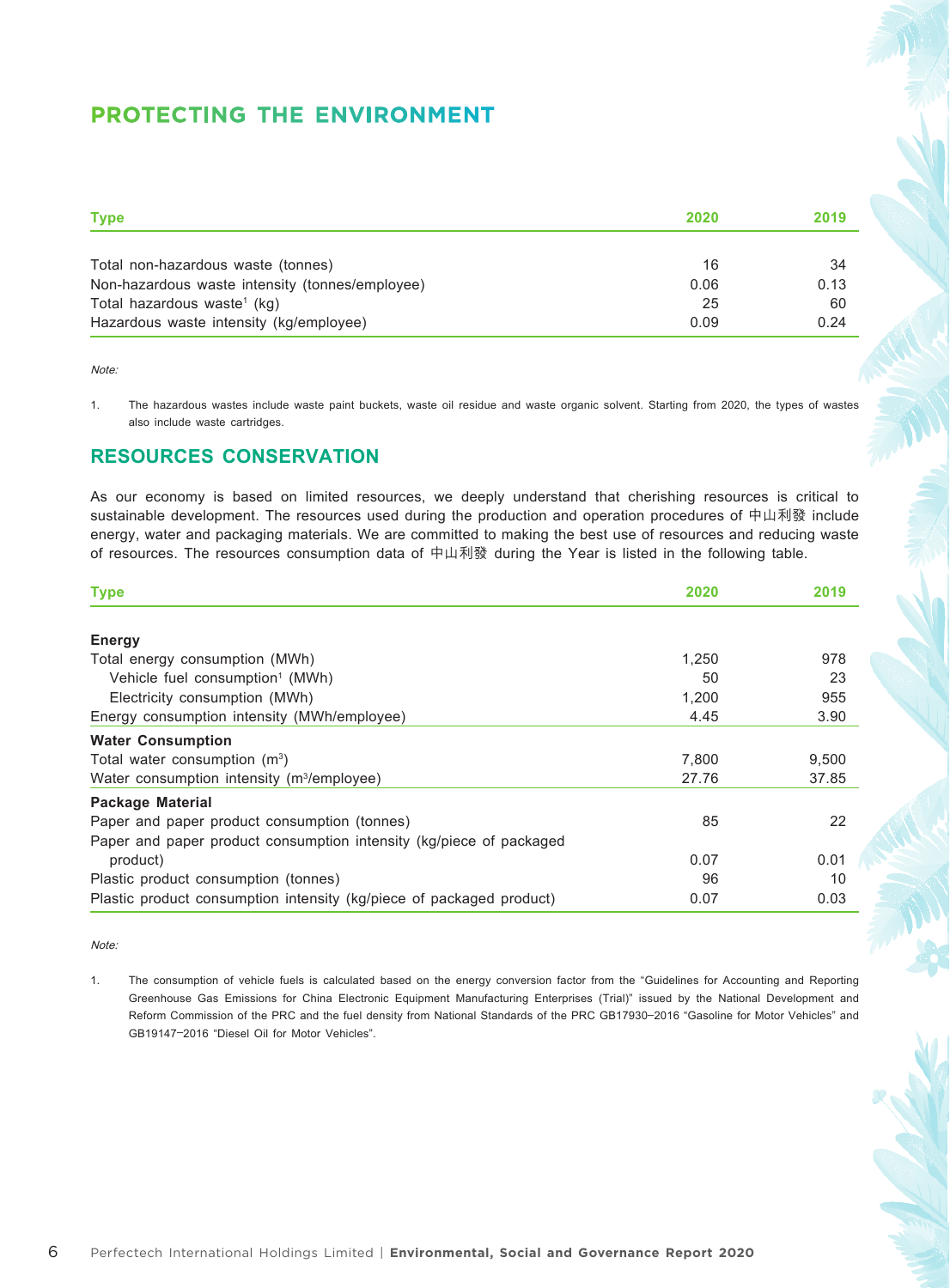# PROTECTING THE ENVIRONMENT

| Type | 2020 | 2019 |
|---|---|---|
| Total non-hazardous waste (tonnes) | 16 | 34 |
| Non-hazardous waste intensity (tonnes/employee) | 0.06 | 0.13 |
| Total hazardous waste[1] (kg) | 25 | 60 |
| Hazardous waste intensity (kg/employee) | 0.09 | 0.24 |

*Note:*

1. The hazardous wastes include waste paint buckets, waste oil residue and waste organic solvent. Starting from 2020, the types of wastes also include waste cartridges.

## RESOURCES CONSERVATION

As our economy is based on limited resources, we deeply understand that cherishing resources is critical to sustainable development. The resources used during the production and operation procedures of 中山利發 include energy, water and packaging materials. We are committed to making the best use of resources and reducing waste of resources. The resources consumption data of 中山利發 during the Year is listed in the following table.

| Type | 2020 | 2019 |
|---|---|---|
| **Energy** | | |
| Total energy consumption (MWh) | 1,250 | 978 |
| Vehicle fuel consumption[1] (MWh) | 50 | 23 |
| Electricity consumption (MWh) | 1,200 | 955 |
| Energy consumption intensity (MWh/employee) | 4.45 | 3.90 |
| **Water Consumption** | | |
| Total water consumption ($m^3$) | 7,800 | 9,500 |
| Water consumption intensity ($m^3$/employee) | 27.76 | 37.85 |
| **Package Material** | | |
| Paper and paper product consumption (tonnes) | 85 | 22 |
| Paper and paper product consumption intensity (kg/piece of packaged product) | 0.07 | 0.01 |
| Plastic product consumption (tonnes) | 96 | 10 |
| Plastic product consumption intensity (kg/piece of packaged product) | 0.07 | 0.03 |

*Note:*

1. The consumption of vehicle fuels is calculated based on the energy conversion factor from the "Guidelines for Accounting and Reporting Greenhouse Gas Emissions for China Electronic Equipment Manufacturing Enterprises (Trial)" issued by the National Development and Reform Commission of the PRC and the fuel density from National Standards of the PRC GB17930–2016 "Gasoline for Motor Vehicles" and GB19147–2016 "Diesel Oil for Motor Vehicles".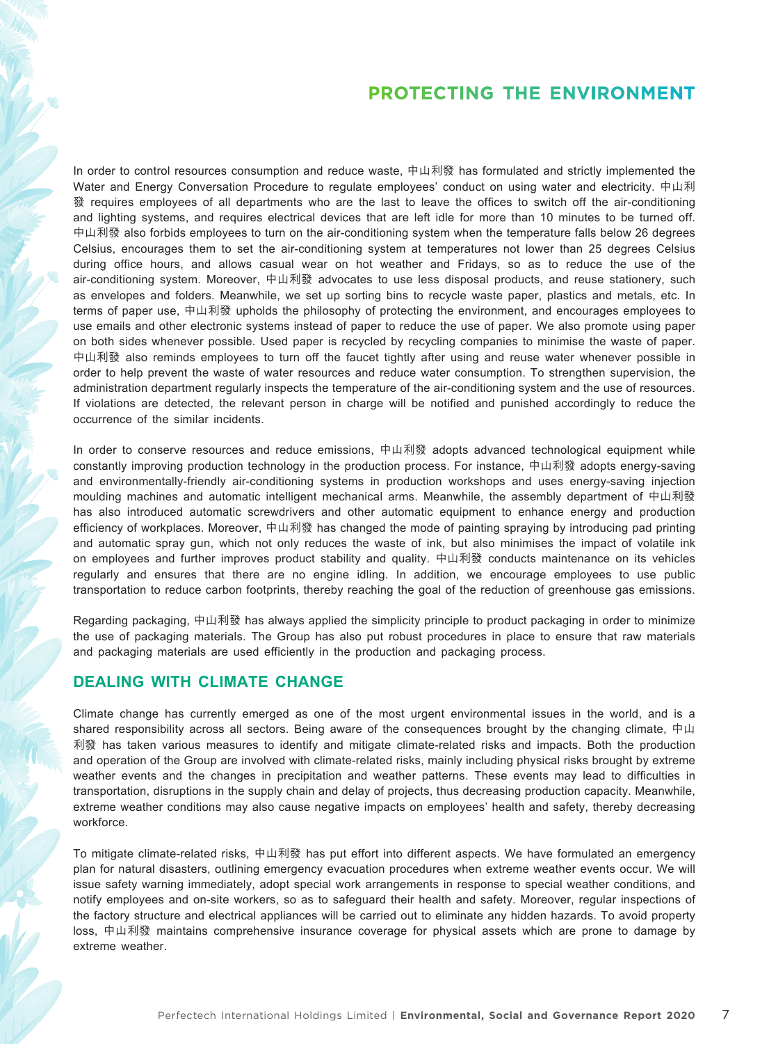# PROTECTING THE ENVIRONMENT

In order to control resources consumption and reduce waste, 中山利發 has formulated and strictly implemented the Water and Energy Conversation Procedure to regulate employees' conduct on using water and electricity. 中山利發 requires employees of all departments who are the last to leave the offices to switch off the air-conditioning and lighting systems, and requires electrical devices that are left idle for more than 10 minutes to be turned off. 中山利發 also forbids employees to turn on the air-conditioning system when the temperature falls below 26 degrees Celsius, encourages them to set the air-conditioning system at temperatures not lower than 25 degrees Celsius during office hours, and allows casual wear on hot weather and Fridays, so as to reduce the use of the air-conditioning system. Moreover, 中山利發 advocates to use less disposal products, and reuse stationery, such as envelopes and folders. Meanwhile, we set up sorting bins to recycle waste paper, plastics and metals, etc. In terms of paper use, 中山利發 upholds the philosophy of protecting the environment, and encourages employees to use emails and other electronic systems instead of paper to reduce the use of paper. We also promote using paper on both sides whenever possible. Used paper is recycled by recycling companies to minimise the waste of paper. 中山利發 also reminds employees to turn off the faucet tightly after using and reuse water whenever possible in order to help prevent the waste of water resources and reduce water consumption. To strengthen supervision, the administration department regularly inspects the temperature of the air-conditioning system and the use of resources. If violations are detected, the relevant person in charge will be notified and punished accordingly to reduce the occurrence of the similar incidents.

In order to conserve resources and reduce emissions, 中山利發 adopts advanced technological equipment while constantly improving production technology in the production process. For instance, 中山利發 adopts energy-saving and environmentally-friendly air-conditioning systems in production workshops and uses energy-saving injection moulding machines and automatic intelligent mechanical arms. Meanwhile, the assembly department of 中山利發 has also introduced automatic screwdrivers and other automatic equipment to enhance energy and production efficiency of workplaces. Moreover, 中山利發 has changed the mode of painting spraying by introducing pad printing and automatic spray gun, which not only reduces the waste of ink, but also minimises the impact of volatile ink on employees and further improves product stability and quality. 中山利發 conducts maintenance on its vehicles regularly and ensures that there are no engine idling. In addition, we encourage employees to use public transportation to reduce carbon footprints, thereby reaching the goal of the reduction of greenhouse gas emissions.

Regarding packaging, 中山利發 has always applied the simplicity principle to product packaging in order to minimize the use of packaging materials. The Group has also put robust procedures in place to ensure that raw materials and packaging materials are used efficiently in the production and packaging process.

## DEALING WITH CLIMATE CHANGE

Climate change has currently emerged as one of the most urgent environmental issues in the world, and is a shared responsibility across all sectors. Being aware of the consequences brought by the changing climate, 中山利發 has taken various measures to identify and mitigate climate-related risks and impacts. Both the production and operation of the Group are involved with climate-related risks, mainly including physical risks brought by extreme weather events and the changes in precipitation and weather patterns. These events may lead to difficulties in transportation, disruptions in the supply chain and delay of projects, thus decreasing production capacity. Meanwhile, extreme weather conditions may also cause negative impacts on employees' health and safety, thereby decreasing workforce.

To mitigate climate-related risks, 中山利發 has put effort into different aspects. We have formulated an emergency plan for natural disasters, outlining emergency evacuation procedures when extreme weather events occur. We will issue safety warning immediately, adopt special work arrangements in response to special weather conditions, and notify employees and on-site workers, so as to safeguard their health and safety. Moreover, regular inspections of the factory structure and electrical appliances will be carried out to eliminate any hidden hazards. To avoid property loss, 中山利發 maintains comprehensive insurance coverage for physical assets which are prone to damage by extreme weather.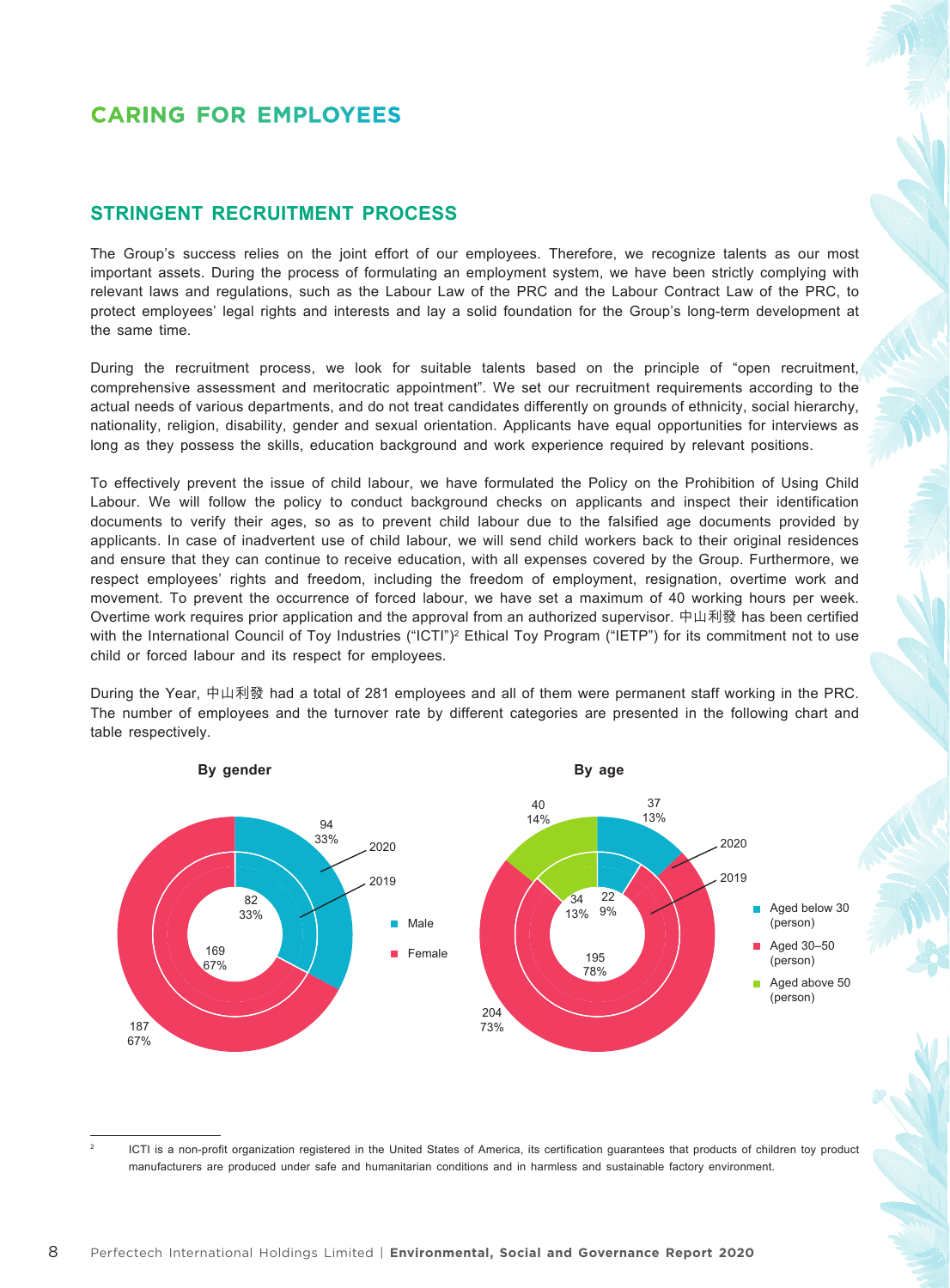# CARING FOR EMPLOYEES

## STRINGENT RECRUITMENT PROCESS

The Group's success relies on the joint effort of our employees. Therefore, we recognize talents as our most important assets. During the process of formulating an employment system, we have been strictly complying with relevant laws and regulations, such as the Labour Law of the PRC and the Labour Contract Law of the PRC, to protect employees' legal rights and interests and lay a solid foundation for the Group's long-term development at the same time.

During the recruitment process, we look for suitable talents based on the principle of "open recruitment, comprehensive assessment and meritocratic appointment". We set our recruitment requirements according to the actual needs of various departments, and do not treat candidates differently on grounds of ethnicity, social hierarchy, nationality, religion, disability, gender and sexual orientation. Applicants have equal opportunities for interviews as long as they possess the skills, education background and work experience required by relevant positions.

To effectively prevent the issue of child labour, we have formulated the Policy on the Prohibition of Using Child Labour. We will follow the policy to conduct background checks on applicants and inspect their identification documents to verify their ages, so as to prevent child labour due to the falsified age documents provided by applicants. In case of inadvertent use of child labour, we will send child workers back to their original residences and ensure that they can continue to receive education, with all expenses covered by the Group. Furthermore, we respect employees' rights and freedom, including the freedom of employment, resignation, overtime work and movement. To prevent the occurrence of forced labour, we have set a maximum of 40 working hours per week. Overtime work requires prior application and the approval from an authorized supervisor. 中山利發 has been certified with the International Council of Toy Industries ("ICTI")[2] Ethical Toy Program ("IETP") for its commitment not to use child or forced labour and its respect for employees.

During the Year, 中山利發 had a total of 281 employees and all of them were permanent staff working in the PRC. The number of employees and the turnover rate by different categories are presented in the following chart and table respectively.

**By gender**

| | 2020 | 2019 |
|---|---|---|
| Male | 94 (33%) | 82 (33%) |
| Female | 187 (67%) | 169 (67%) |

**By age**

| | 2020 | 2019 |
|---|---|---|
| Aged below 30 (person) | 37 (13%) | 22 (9%) |
| Aged 30–50 (person) | 204 (73%) | 195 (78%) |
| Aged above 50 (person) | 40 (14%) | 34 (13%) |

[2] ICTI is a non-profit organization registered in the United States of America, its certification guarantees that products of children toy product manufacturers are produced under safe and humanitarian conditions and in harmless and sustainable factory environment.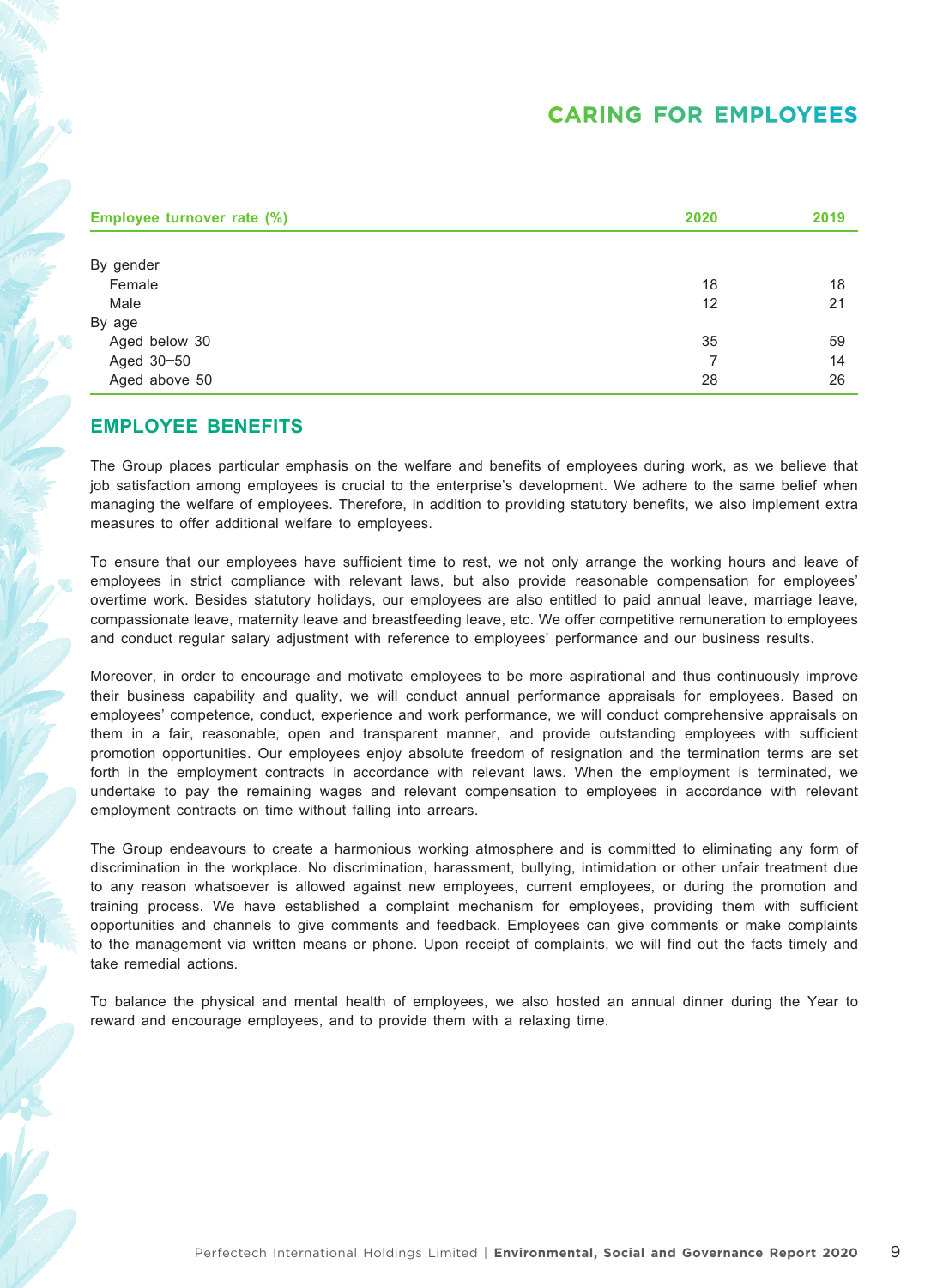# CARING FOR EMPLOYEES

| Employee turnover rate (%) | 2020 | 2019 |
|---|---|---|
| By gender | | |
| Female | 18 | 18 |
| Male | 12 | 21 |
| By age | | |
| Aged below 30 | 35 | 59 |
| Aged 30–50 | 7 | 14 |
| Aged above 50 | 28 | 26 |

## EMPLOYEE BENEFITS

The Group places particular emphasis on the welfare and benefits of employees during work, as we believe that job satisfaction among employees is crucial to the enterprise's development. We adhere to the same belief when managing the welfare of employees. Therefore, in addition to providing statutory benefits, we also implement extra measures to offer additional welfare to employees.

To ensure that our employees have sufficient time to rest, we not only arrange the working hours and leave of employees in strict compliance with relevant laws, but also provide reasonable compensation for employees' overtime work. Besides statutory holidays, our employees are also entitled to paid annual leave, marriage leave, compassionate leave, maternity leave and breastfeeding leave, etc. We offer competitive remuneration to employees and conduct regular salary adjustment with reference to employees' performance and our business results.

Moreover, in order to encourage and motivate employees to be more aspirational and thus continuously improve their business capability and quality, we will conduct annual performance appraisals for employees. Based on employees' competence, conduct, experience and work performance, we will conduct comprehensive appraisals on them in a fair, reasonable, open and transparent manner, and provide outstanding employees with sufficient promotion opportunities. Our employees enjoy absolute freedom of resignation and the termination terms are set forth in the employment contracts in accordance with relevant laws. When the employment is terminated, we undertake to pay the remaining wages and relevant compensation to employees in accordance with relevant employment contracts on time without falling into arrears.

The Group endeavours to create a harmonious working atmosphere and is committed to eliminating any form of discrimination in the workplace. No discrimination, harassment, bullying, intimidation or other unfair treatment due to any reason whatsoever is allowed against new employees, current employees, or during the promotion and training process. We have established a complaint mechanism for employees, providing them with sufficient opportunities and channels to give comments and feedback. Employees can give comments or make complaints to the management via written means or phone. Upon receipt of complaints, we will find out the facts timely and take remedial actions.

To balance the physical and mental health of employees, we also hosted an annual dinner during the Year to reward and encourage employees, and to provide them with a relaxing time.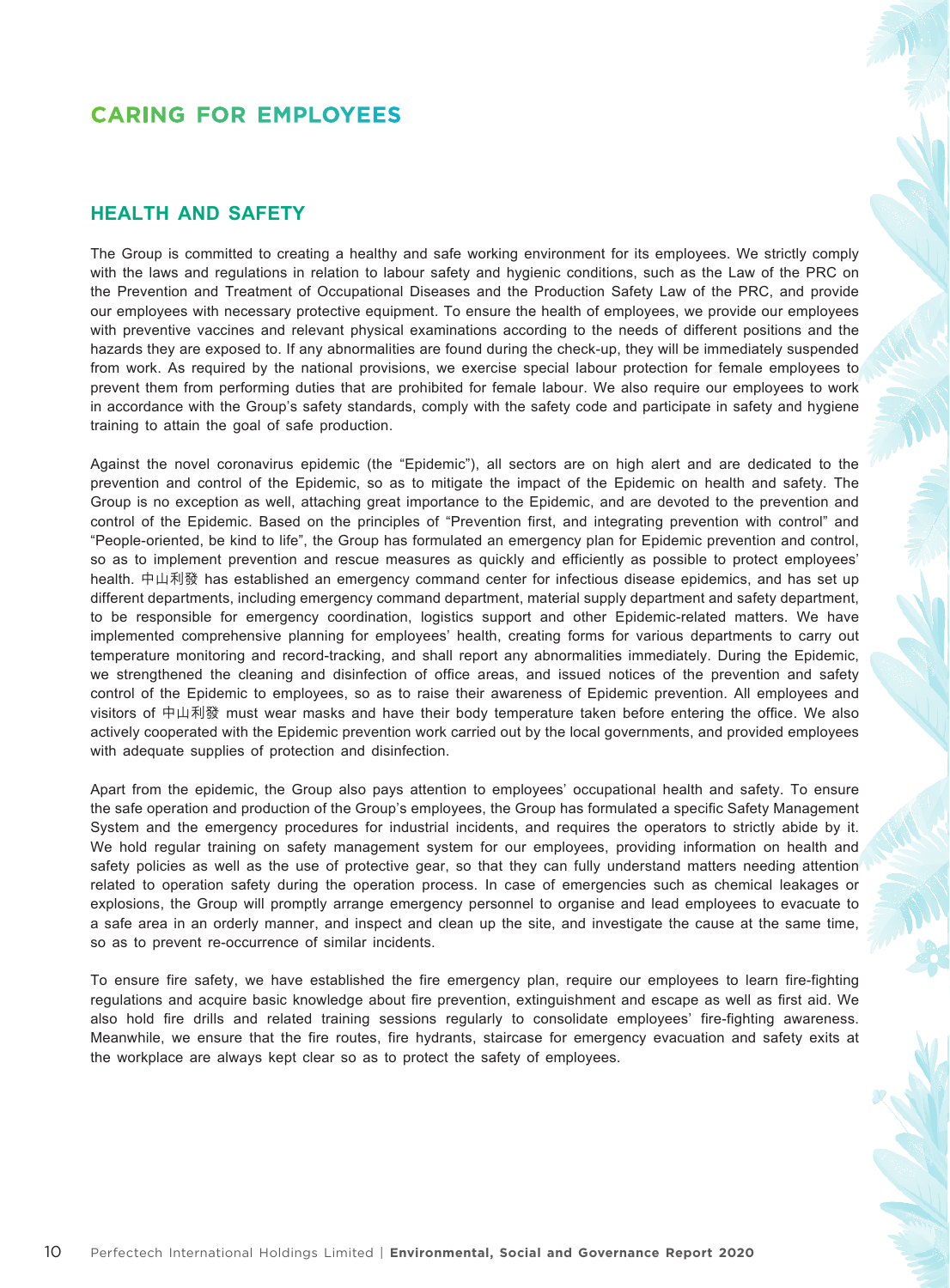# CARING FOR EMPLOYEES

## HEALTH AND SAFETY

The Group is committed to creating a healthy and safe working environment for its employees. We strictly comply with the laws and regulations in relation to labour safety and hygienic conditions, such as the Law of the PRC on the Prevention and Treatment of Occupational Diseases and the Production Safety Law of the PRC, and provide our employees with necessary protective equipment. To ensure the health of employees, we provide our employees with preventive vaccines and relevant physical examinations according to the needs of different positions and the hazards they are exposed to. If any abnormalities are found during the check-up, they will be immediately suspended from work. As required by the national provisions, we exercise special labour protection for female employees to prevent them from performing duties that are prohibited for female labour. We also require our employees to work in accordance with the Group's safety standards, comply with the safety code and participate in safety and hygiene training to attain the goal of safe production.

Against the novel coronavirus epidemic (the "Epidemic"), all sectors are on high alert and are dedicated to the prevention and control of the Epidemic, so as to mitigate the impact of the Epidemic on health and safety. The Group is no exception as well, attaching great importance to the Epidemic, and are devoted to the prevention and control of the Epidemic. Based on the principles of "Prevention first, and integrating prevention with control" and "People-oriented, be kind to life", the Group has formulated an emergency plan for Epidemic prevention and control, so as to implement prevention and rescue measures as quickly and efficiently as possible to protect employees' health. 中山利發 has established an emergency command center for infectious disease epidemics, and has set up different departments, including emergency command department, material supply department and safety department, to be responsible for emergency coordination, logistics support and other Epidemic-related matters. We have implemented comprehensive planning for employees' health, creating forms for various departments to carry out temperature monitoring and record-tracking, and shall report any abnormalities immediately. During the Epidemic, we strengthened the cleaning and disinfection of office areas, and issued notices of the prevention and safety control of the Epidemic to employees, so as to raise their awareness of Epidemic prevention. All employees and visitors of 中山利發 must wear masks and have their body temperature taken before entering the office. We also actively cooperated with the Epidemic prevention work carried out by the local governments, and provided employees with adequate supplies of protection and disinfection.

Apart from the epidemic, the Group also pays attention to employees' occupational health and safety. To ensure the safe operation and production of the Group's employees, the Group has formulated a specific Safety Management System and the emergency procedures for industrial incidents, and requires the operators to strictly abide by it. We hold regular training on safety management system for our employees, providing information on health and safety policies as well as the use of protective gear, so that they can fully understand matters needing attention related to operation safety during the operation process. In case of emergencies such as chemical leakages or explosions, the Group will promptly arrange emergency personnel to organise and lead employees to evacuate to a safe area in an orderly manner, and inspect and clean up the site, and investigate the cause at the same time, so as to prevent re-occurrence of similar incidents.

To ensure fire safety, we have established the fire emergency plan, require our employees to learn fire-fighting regulations and acquire basic knowledge about fire prevention, extinguishment and escape as well as first aid. We also hold fire drills and related training sessions regularly to consolidate employees' fire-fighting awareness. Meanwhile, we ensure that the fire routes, fire hydrants, staircase for emergency evacuation and safety exits at the workplace are always kept clear so as to protect the safety of employees.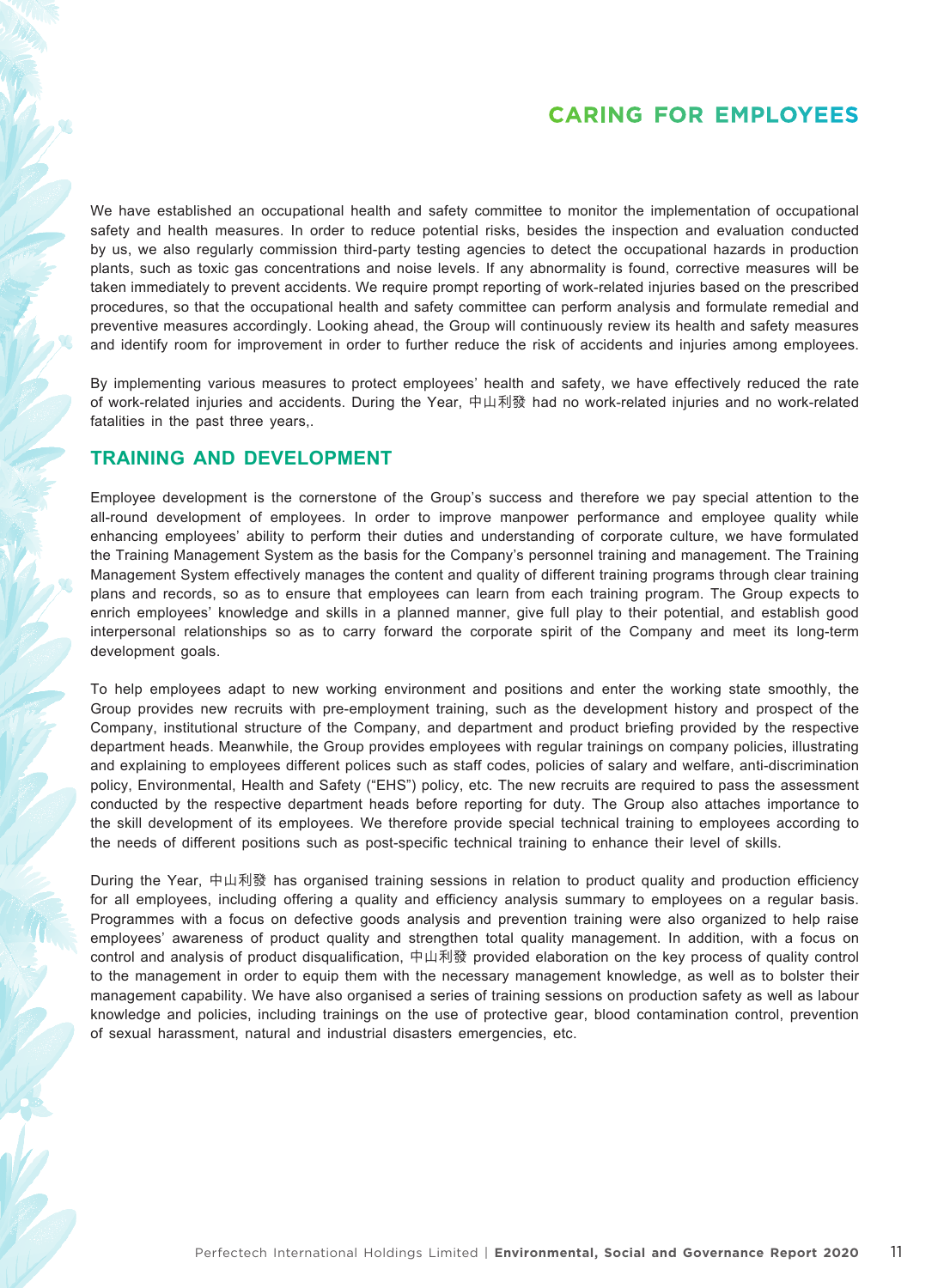# CARING FOR EMPLOYEES

We have established an occupational health and safety committee to monitor the implementation of occupational safety and health measures. In order to reduce potential risks, besides the inspection and evaluation conducted by us, we also regularly commission third-party testing agencies to detect the occupational hazards in production plants, such as toxic gas concentrations and noise levels. If any abnormality is found, corrective measures will be taken immediately to prevent accidents. We require prompt reporting of work-related injuries based on the prescribed procedures, so that the occupational health and safety committee can perform analysis and formulate remedial and preventive measures accordingly. Looking ahead, the Group will continuously review its health and safety measures and identify room for improvement in order to further reduce the risk of accidents and injuries among employees.

By implementing various measures to protect employees' health and safety, we have effectively reduced the rate of work-related injuries and accidents. During the Year, 中山利發 had no work-related injuries and no work-related fatalities in the past three years,.

## TRAINING AND DEVELOPMENT

Employee development is the cornerstone of the Group's success and therefore we pay special attention to the all-round development of employees. In order to improve manpower performance and employee quality while enhancing employees' ability to perform their duties and understanding of corporate culture, we have formulated the Training Management System as the basis for the Company's personnel training and management. The Training Management System effectively manages the content and quality of different training programs through clear training plans and records, so as to ensure that employees can learn from each training program. The Group expects to enrich employees' knowledge and skills in a planned manner, give full play to their potential, and establish good interpersonal relationships so as to carry forward the corporate spirit of the Company and meet its long-term development goals.

To help employees adapt to new working environment and positions and enter the working state smoothly, the Group provides new recruits with pre-employment training, such as the development history and prospect of the Company, institutional structure of the Company, and department and product briefing provided by the respective department heads. Meanwhile, the Group provides employees with regular trainings on company policies, illustrating and explaining to employees different polices such as staff codes, policies of salary and welfare, anti-discrimination policy, Environmental, Health and Safety ("EHS") policy, etc. The new recruits are required to pass the assessment conducted by the respective department heads before reporting for duty. The Group also attaches importance to the skill development of its employees. We therefore provide special technical training to employees according to the needs of different positions such as post-specific technical training to enhance their level of skills.

During the Year, 中山利發 has organised training sessions in relation to product quality and production efficiency for all employees, including offering a quality and efficiency analysis summary to employees on a regular basis. Programmes with a focus on defective goods analysis and prevention training were also organized to help raise employees' awareness of product quality and strengthen total quality management. In addition, with a focus on control and analysis of product disqualification, 中山利發 provided elaboration on the key process of quality control to the management in order to equip them with the necessary management knowledge, as well as to bolster their management capability. We have also organised a series of training sessions on production safety as well as labour knowledge and policies, including trainings on the use of protective gear, blood contamination control, prevention of sexual harassment, natural and industrial disasters emergencies, etc.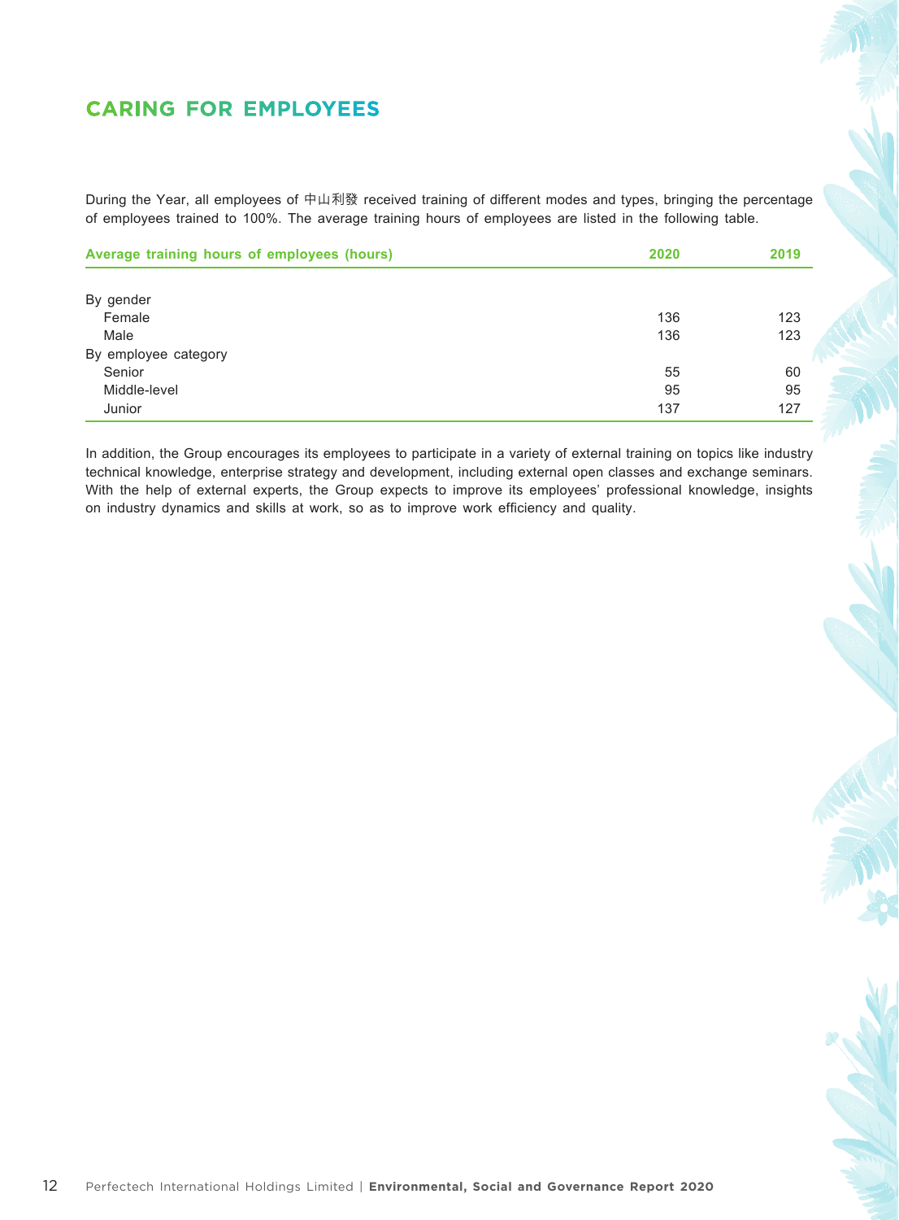# CARING FOR EMPLOYEES

During the Year, all employees of 中山利發 received training of different modes and types, bringing the percentage of employees trained to 100%. The average training hours of employees are listed in the following table.

| Average training hours of employees (hours) | 2020 | 2019 |
|---|---|---|
| By gender | | |
| Female | 136 | 123 |
| Male | 136 | 123 |
| By employee category | | |
| Senior | 55 | 60 |
| Middle-level | 95 | 95 |
| Junior | 137 | 127 |

In addition, the Group encourages its employees to participate in a variety of external training on topics like industry technical knowledge, enterprise strategy and development, including external open classes and exchange seminars. With the help of external experts, the Group expects to improve its employees' professional knowledge, insights on industry dynamics and skills at work, so as to improve work efficiency and quality.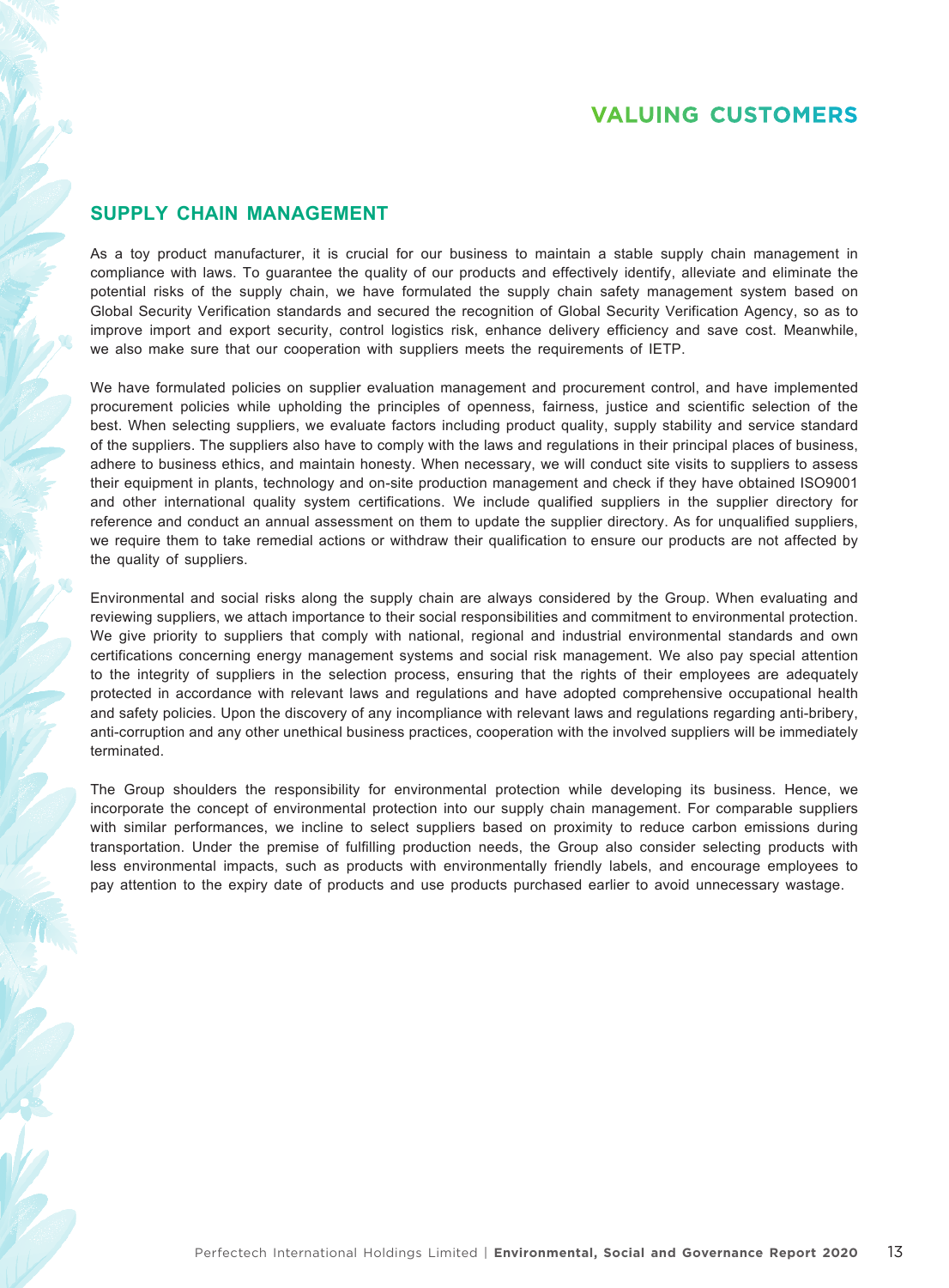# VALUING CUSTOMERS

## SUPPLY CHAIN MANAGEMENT

As a toy product manufacturer, it is crucial for our business to maintain a stable supply chain management in compliance with laws. To guarantee the quality of our products and effectively identify, alleviate and eliminate the potential risks of the supply chain, we have formulated the supply chain safety management system based on Global Security Verification standards and secured the recognition of Global Security Verification Agency, so as to improve import and export security, control logistics risk, enhance delivery efficiency and save cost. Meanwhile, we also make sure that our cooperation with suppliers meets the requirements of IETP.

We have formulated policies on supplier evaluation management and procurement control, and have implemented procurement policies while upholding the principles of openness, fairness, justice and scientific selection of the best. When selecting suppliers, we evaluate factors including product quality, supply stability and service standard of the suppliers. The suppliers also have to comply with the laws and regulations in their principal places of business, adhere to business ethics, and maintain honesty. When necessary, we will conduct site visits to suppliers to assess their equipment in plants, technology and on-site production management and check if they have obtained ISO9001 and other international quality system certifications. We include qualified suppliers in the supplier directory for reference and conduct an annual assessment on them to update the supplier directory. As for unqualified suppliers, we require them to take remedial actions or withdraw their qualification to ensure our products are not affected by the quality of suppliers.

Environmental and social risks along the supply chain are always considered by the Group. When evaluating and reviewing suppliers, we attach importance to their social responsibilities and commitment to environmental protection. We give priority to suppliers that comply with national, regional and industrial environmental standards and own certifications concerning energy management systems and social risk management. We also pay special attention to the integrity of suppliers in the selection process, ensuring that the rights of their employees are adequately protected in accordance with relevant laws and regulations and have adopted comprehensive occupational health and safety policies. Upon the discovery of any incompliance with relevant laws and regulations regarding anti-bribery, anti-corruption and any other unethical business practices, cooperation with the involved suppliers will be immediately terminated.

The Group shoulders the responsibility for environmental protection while developing its business. Hence, we incorporate the concept of environmental protection into our supply chain management. For comparable suppliers with similar performances, we incline to select suppliers based on proximity to reduce carbon emissions during transportation. Under the premise of fulfilling production needs, the Group also consider selecting products with less environmental impacts, such as products with environmentally friendly labels, and encourage employees to pay attention to the expiry date of products and use products purchased earlier to avoid unnecessary wastage.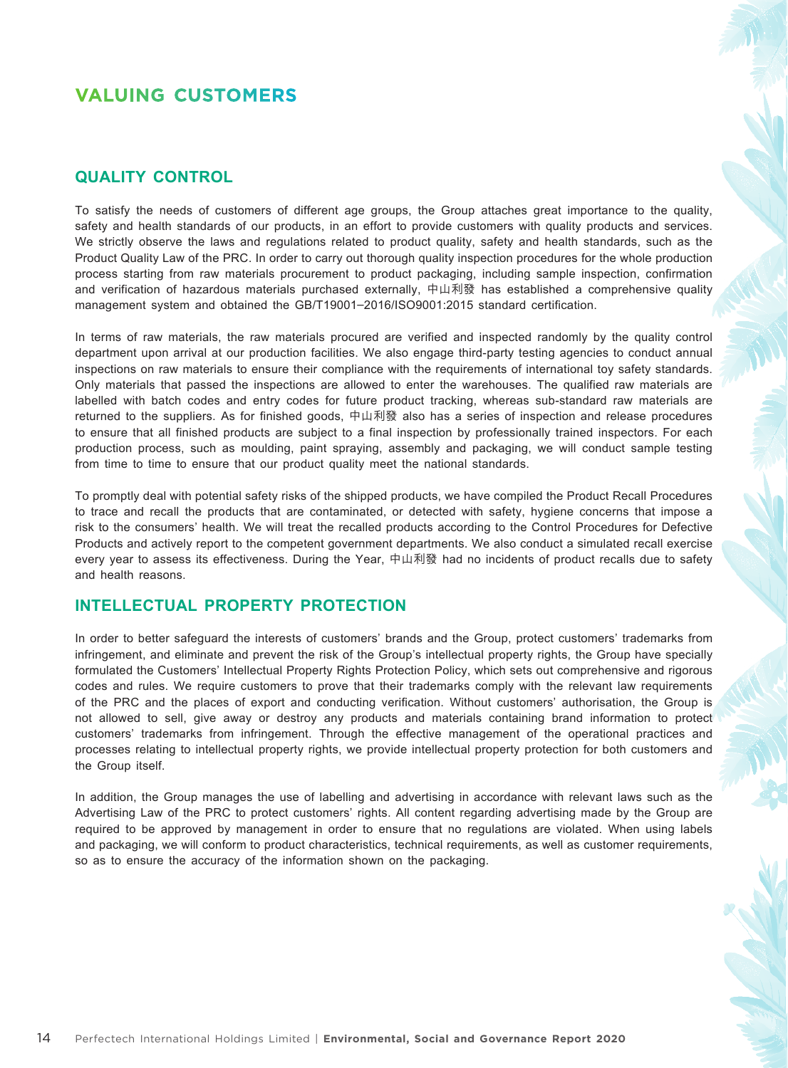# VALUING CUSTOMERS

## QUALITY CONTROL

To satisfy the needs of customers of different age groups, the Group attaches great importance to the quality, safety and health standards of our products, in an effort to provide customers with quality products and services. We strictly observe the laws and regulations related to product quality, safety and health standards, such as the Product Quality Law of the PRC. In order to carry out thorough quality inspection procedures for the whole production process starting from raw materials procurement to product packaging, including sample inspection, confirmation and verification of hazardous materials purchased externally, 中山利發 has established a comprehensive quality management system and obtained the GB/T19001–2016/ISO9001:2015 standard certification.

In terms of raw materials, the raw materials procured are verified and inspected randomly by the quality control department upon arrival at our production facilities. We also engage third-party testing agencies to conduct annual inspections on raw materials to ensure their compliance with the requirements of international toy safety standards. Only materials that passed the inspections are allowed to enter the warehouses. The qualified raw materials are labelled with batch codes and entry codes for future product tracking, whereas sub-standard raw materials are returned to the suppliers. As for finished goods, 中山利發 also has a series of inspection and release procedures to ensure that all finished products are subject to a final inspection by professionally trained inspectors. For each production process, such as moulding, paint spraying, assembly and packaging, we will conduct sample testing from time to time to ensure that our product quality meet the national standards.

To promptly deal with potential safety risks of the shipped products, we have compiled the Product Recall Procedures to trace and recall the products that are contaminated, or detected with safety, hygiene concerns that impose a risk to the consumers' health. We will treat the recalled products according to the Control Procedures for Defective Products and actively report to the competent government departments. We also conduct a simulated recall exercise every year to assess its effectiveness. During the Year, 中山利發 had no incidents of product recalls due to safety and health reasons.

## INTELLECTUAL PROPERTY PROTECTION

In order to better safeguard the interests of customers' brands and the Group, protect customers' trademarks from infringement, and eliminate and prevent the risk of the Group's intellectual property rights, the Group have specially formulated the Customers' Intellectual Property Rights Protection Policy, which sets out comprehensive and rigorous codes and rules. We require customers to prove that their trademarks comply with the relevant law requirements of the PRC and the places of export and conducting verification. Without customers' authorisation, the Group is not allowed to sell, give away or destroy any products and materials containing brand information to protect customers' trademarks from infringement. Through the effective management of the operational practices and processes relating to intellectual property rights, we provide intellectual property protection for both customers and the Group itself.

In addition, the Group manages the use of labelling and advertising in accordance with relevant laws such as the Advertising Law of the PRC to protect customers' rights. All content regarding advertising made by the Group are required to be approved by management in order to ensure that no regulations are violated. When using labels and packaging, we will conform to product characteristics, technical requirements, as well as customer requirements, so as to ensure the accuracy of the information shown on the packaging.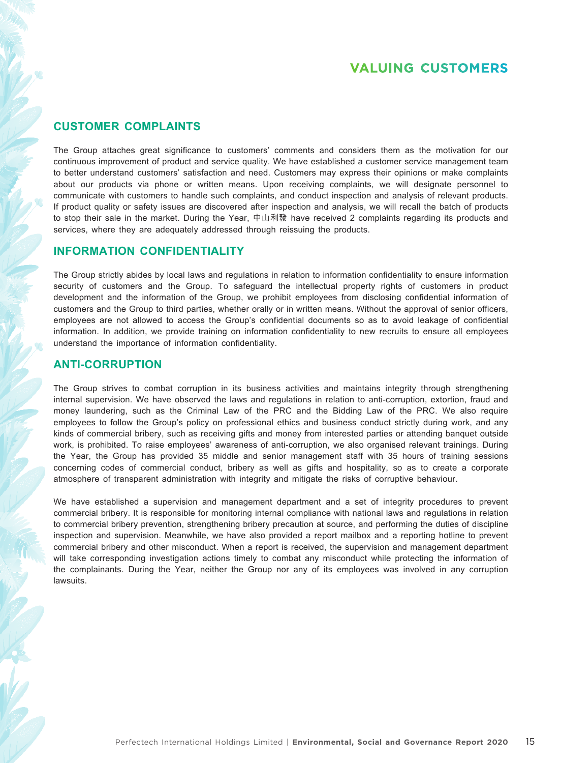# VALUING CUSTOMERS

## CUSTOMER COMPLAINTS

The Group attaches great significance to customers' comments and considers them as the motivation for our continuous improvement of product and service quality. We have established a customer service management team to better understand customers' satisfaction and need. Customers may express their opinions or make complaints about our products via phone or written means. Upon receiving complaints, we will designate personnel to communicate with customers to handle such complaints, and conduct inspection and analysis of relevant products. If product quality or safety issues are discovered after inspection and analysis, we will recall the batch of products to stop their sale in the market. During the Year, 中山利發 have received 2 complaints regarding its products and services, where they are adequately addressed through reissuing the products.

## INFORMATION CONFIDENTIALITY

The Group strictly abides by local laws and regulations in relation to information confidentiality to ensure information security of customers and the Group. To safeguard the intellectual property rights of customers in product development and the information of the Group, we prohibit employees from disclosing confidential information of customers and the Group to third parties, whether orally or in written means. Without the approval of senior officers, employees are not allowed to access the Group's confidential documents so as to avoid leakage of confidential information. In addition, we provide training on information confidentiality to new recruits to ensure all employees understand the importance of information confidentiality.

## ANTI-CORRUPTION

The Group strives to combat corruption in its business activities and maintains integrity through strengthening internal supervision. We have observed the laws and regulations in relation to anti-corruption, extortion, fraud and money laundering, such as the Criminal Law of the PRC and the Bidding Law of the PRC. We also require employees to follow the Group's policy on professional ethics and business conduct strictly during work, and any kinds of commercial bribery, such as receiving gifts and money from interested parties or attending banquet outside work, is prohibited. To raise employees' awareness of anti-corruption, we also organised relevant trainings. During the Year, the Group has provided 35 middle and senior management staff with 35 hours of training sessions concerning codes of commercial conduct, bribery as well as gifts and hospitality, so as to create a corporate atmosphere of transparent administration with integrity and mitigate the risks of corruptive behaviour.

We have established a supervision and management department and a set of integrity procedures to prevent commercial bribery. It is responsible for monitoring internal compliance with national laws and regulations in relation to commercial bribery prevention, strengthening bribery precaution at source, and performing the duties of discipline inspection and supervision. Meanwhile, we have also provided a report mailbox and a reporting hotline to prevent commercial bribery and other misconduct. When a report is received, the supervision and management department will take corresponding investigation actions timely to combat any misconduct while protecting the information of the complainants. During the Year, neither the Group nor any of its employees was involved in any corruption lawsuits.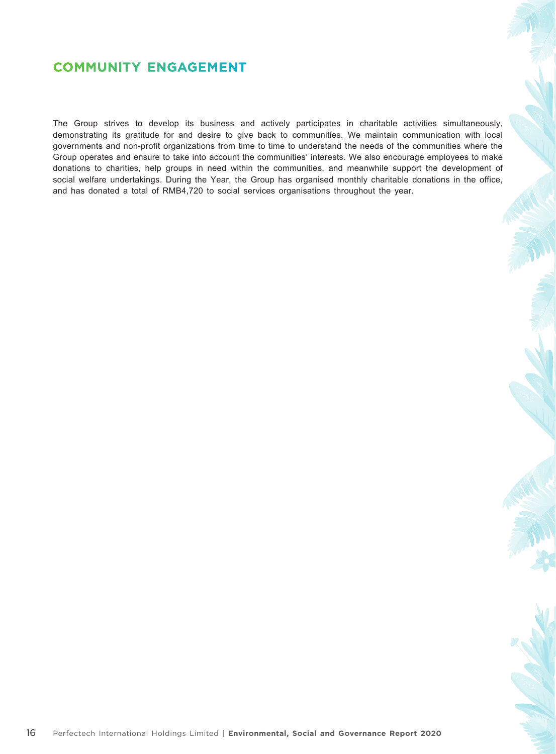# COMMUNITY ENGAGEMENT

The Group strives to develop its business and actively participates in charitable activities simultaneously, demonstrating its gratitude for and desire to give back to communities. We maintain communication with local governments and non-profit organizations from time to time to understand the needs of the communities where the Group operates and ensure to take into account the communities' interests. We also encourage employees to make donations to charities, help groups in need within the communities, and meanwhile support the development of social welfare undertakings. During the Year, the Group has organised monthly charitable donations in the office, and has donated a total of RMB4,720 to social services organisations throughout the year.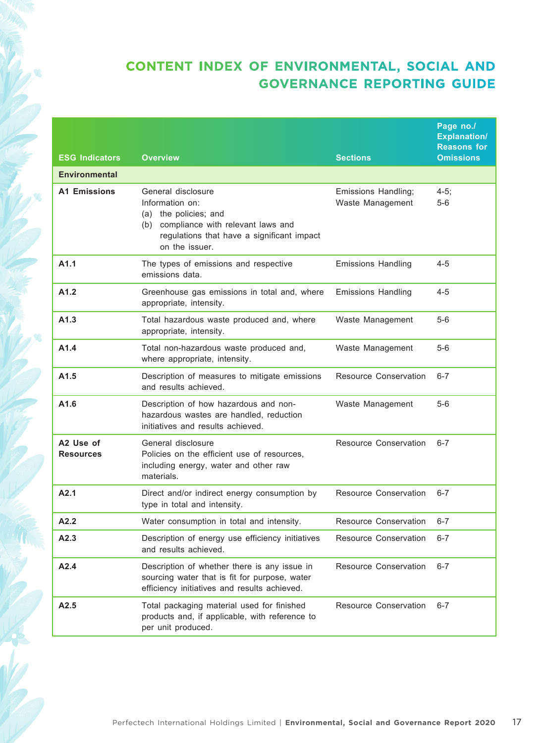# CONTENT INDEX OF ENVIRONMENTAL, SOCIAL AND GOVERNANCE REPORTING GUIDE

| ESG Indicators | Overview | Sections | Page no./ Explanation/ Reasons for Omissions |
|---|---|---|---|
| **Environmental** | | | |
| **A1 Emissions** | General disclosure<br>Information on:<br>(a) the policies; and<br>(b) compliance with relevant laws and regulations that have a significant impact on the issuer. | Emissions Handling;<br>Waste Management | 4-5;<br>5-6 |
| **A1.1** | The types of emissions and respective emissions data. | Emissions Handling | 4-5 |
| **A1.2** | Greenhouse gas emissions in total and, where appropriate, intensity. | Emissions Handling | 4-5 |
| **A1.3** | Total hazardous waste produced and, where appropriate, intensity. | Waste Management | 5-6 |
| **A1.4** | Total non-hazardous waste produced and, where appropriate, intensity. | Waste Management | 5-6 |
| **A1.5** | Description of measures to mitigate emissions and results achieved. | Resource Conservation | 6-7 |
| **A1.6** | Description of how hazardous and non-hazardous wastes are handled, reduction initiatives and results achieved. | Waste Management | 5-6 |
| **A2 Use of Resources** | General disclosure<br>Policies on the efficient use of resources, including energy, water and other raw materials. | Resource Conservation | 6-7 |
| **A2.1** | Direct and/or indirect energy consumption by type in total and intensity. | Resource Conservation | 6-7 |
| **A2.2** | Water consumption in total and intensity. | Resource Conservation | 6-7 |
| **A2.3** | Description of energy use efficiency initiatives and results achieved. | Resource Conservation | 6-7 |
| **A2.4** | Description of whether there is any issue in sourcing water that is fit for purpose, water efficiency initiatives and results achieved. | Resource Conservation | 6-7 |
| **A2.5** | Total packaging material used for finished products and, if applicable, with reference to per unit produced. | Resource Conservation | 6-7 |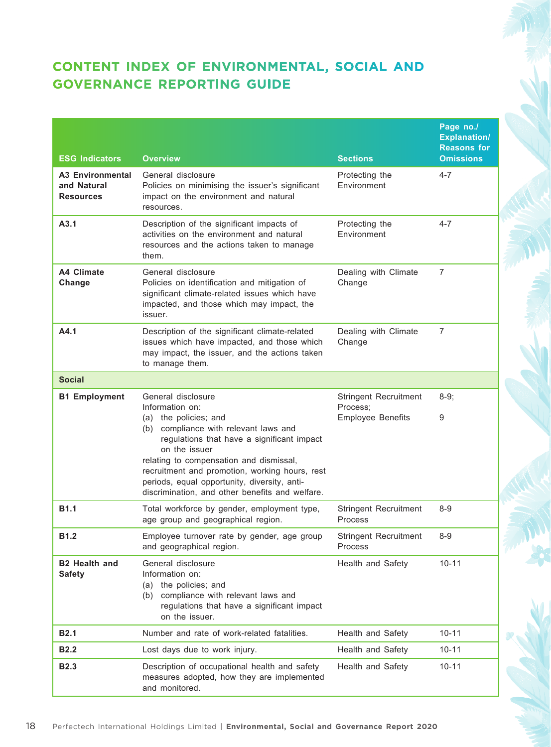## CONTENT INDEX OF ENVIRONMENTAL, SOCIAL AND GOVERNANCE REPORTING GUIDE

| ESG Indicators | Overview | Sections | Page no./ Explanation/ Reasons for Omissions |
|---|---|---|---|
| **A3 Environmental and Natural Resources** | General disclosure<br>Policies on minimising the issuer's significant impact on the environment and natural resources. | Protecting the Environment | 4-7 |
| **A3.1** | Description of the significant impacts of activities on the environment and natural resources and the actions taken to manage them. | Protecting the Environment | 4-7 |
| **A4 Climate Change** | General disclosure<br>Policies on identification and mitigation of significant climate-related issues which have impacted, and those which may impact, the issuer. | Dealing with Climate Change | 7 |
| **A4.1** | Description of the significant climate-related issues which have impacted, and those which may impact, the issuer, and the actions taken to manage them. | Dealing with Climate Change | 7 |
| **Social** | | | |
| **B1 Employment** | General disclosure<br>Information on:<br>(a) the policies; and<br>(b) compliance with relevant laws and regulations that have a significant impact on the issuer<br>relating to compensation and dismissal, recruitment and promotion, working hours, rest periods, equal opportunity, diversity, anti-discrimination, and other benefits and welfare. | Stringent Recruitment Process;<br>Employee Benefits | 8-9;<br>9 |
| **B1.1** | Total workforce by gender, employment type, age group and geographical region. | Stringent Recruitment Process | 8-9 |
| **B1.2** | Employee turnover rate by gender, age group and geographical region. | Stringent Recruitment Process | 8-9 |
| **B2 Health and Safety** | General disclosure<br>Information on:<br>(a) the policies; and<br>(b) compliance with relevant laws and regulations that have a significant impact on the issuer. | Health and Safety | 10-11 |
| **B2.1** | Number and rate of work-related fatalities. | Health and Safety | 10-11 |
| **B2.2** | Lost days due to work injury. | Health and Safety | 10-11 |
| **B2.3** | Description of occupational health and safety measures adopted, how they are implemented and monitored. | Health and Safety | 10-11 |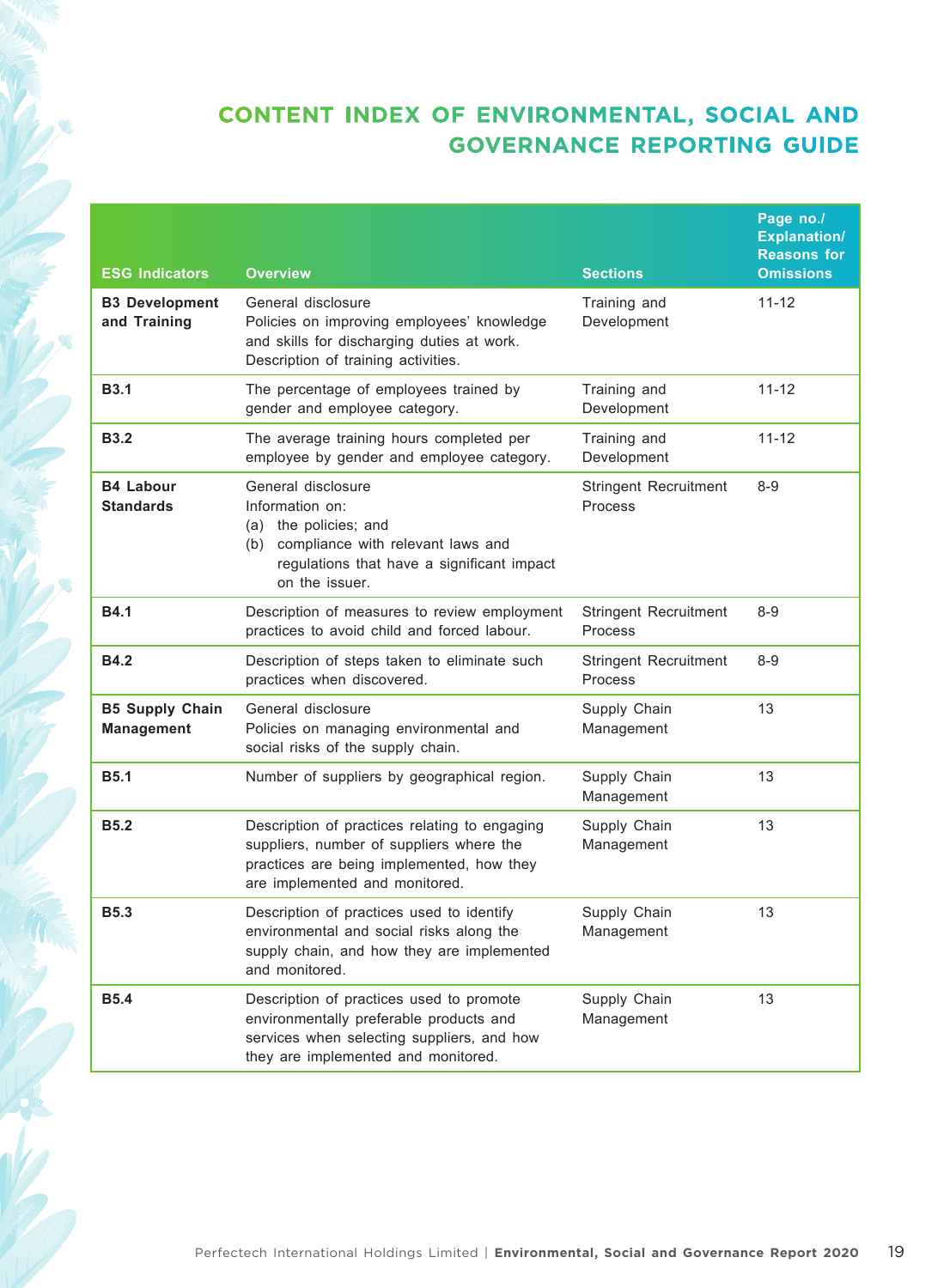# CONTENT INDEX OF ENVIRONMENTAL, SOCIAL AND GOVERNANCE REPORTING GUIDE

| ESG Indicators | Overview | Sections | Page no./ Explanation/ Reasons for Omissions |
|---|---|---|---|
| **B3 Development and Training** | General disclosure<br>Policies on improving employees' knowledge and skills for discharging duties at work. Description of training activities. | Training and Development | 11-12 |
| **B3.1** | The percentage of employees trained by gender and employee category. | Training and Development | 11-12 |
| **B3.2** | The average training hours completed per employee by gender and employee category. | Training and Development | 11-12 |
| **B4 Labour Standards** | General disclosure<br>Information on:<br>(a) the policies; and<br>(b) compliance with relevant laws and regulations that have a significant impact on the issuer. | Stringent Recruitment Process | 8-9 |
| **B4.1** | Description of measures to review employment practices to avoid child and forced labour. | Stringent Recruitment Process | 8-9 |
| **B4.2** | Description of steps taken to eliminate such practices when discovered. | Stringent Recruitment Process | 8-9 |
| **B5 Supply Chain Management** | General disclosure<br>Policies on managing environmental and social risks of the supply chain. | Supply Chain Management | 13 |
| **B5.1** | Number of suppliers by geographical region. | Supply Chain Management | 13 |
| **B5.2** | Description of practices relating to engaging suppliers, number of suppliers where the practices are being implemented, how they are implemented and monitored. | Supply Chain Management | 13 |
| **B5.3** | Description of practices used to identify environmental and social risks along the supply chain, and how they are implemented and monitored. | Supply Chain Management | 13 |
| **B5.4** | Description of practices used to promote environmentally preferable products and services when selecting suppliers, and how they are implemented and monitored. | Supply Chain Management | 13 |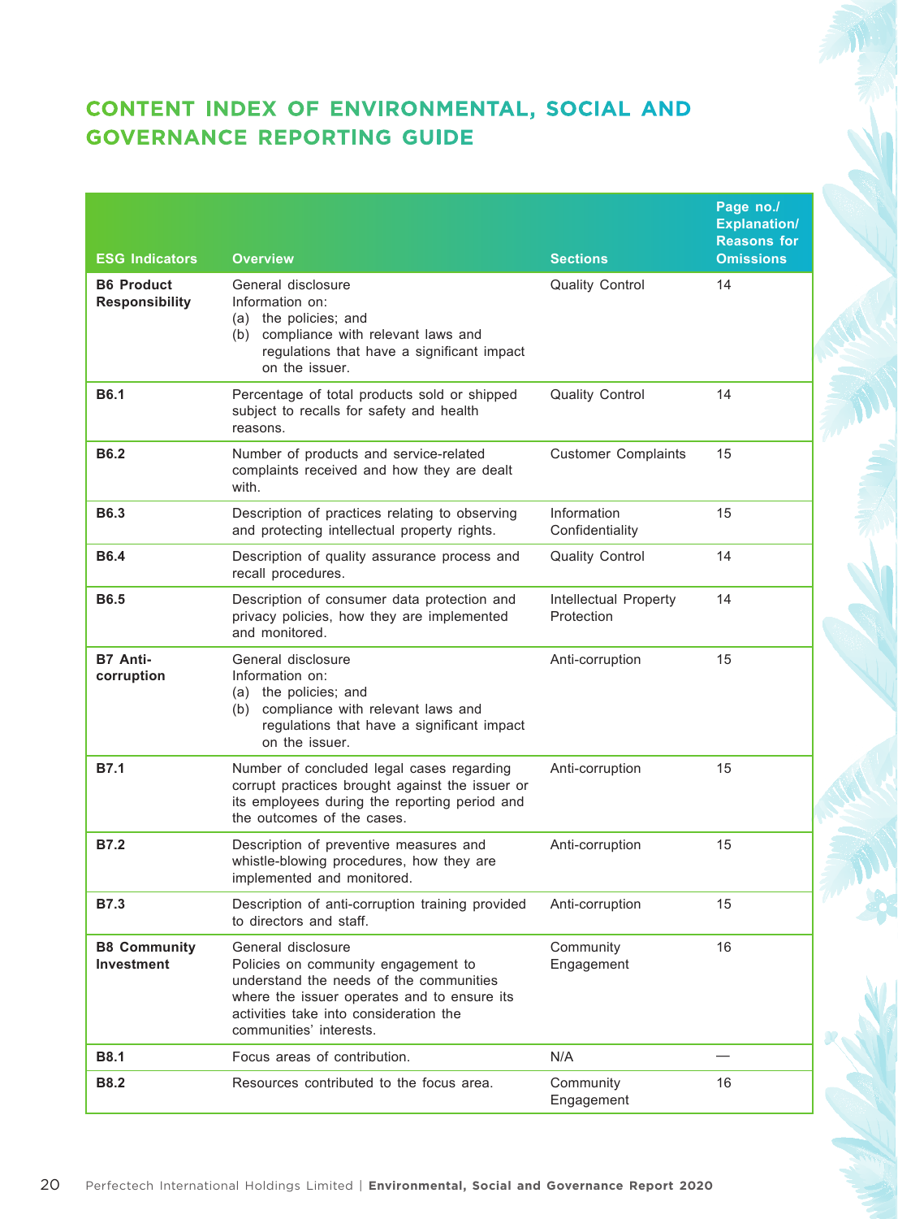# CONTENT INDEX OF ENVIRONMENTAL, SOCIAL AND GOVERNANCE REPORTING GUIDE

| ESG Indicators | Overview | Sections | Page no./ Explanation/ Reasons for Omissions |
|---|---|---|---|
| **B6 Product Responsibility** | General disclosure<br>Information on:<br>(a) the policies; and<br>(b) compliance with relevant laws and regulations that have a significant impact on the issuer. | Quality Control | 14 |
| **B6.1** | Percentage of total products sold or shipped subject to recalls for safety and health reasons. | Quality Control | 14 |
| **B6.2** | Number of products and service-related complaints received and how they are dealt with. | Customer Complaints | 15 |
| **B6.3** | Description of practices relating to observing and protecting intellectual property rights. | Information Confidentiality | 15 |
| **B6.4** | Description of quality assurance process and recall procedures. | Quality Control | 14 |
| **B6.5** | Description of consumer data protection and privacy policies, how they are implemented and monitored. | Intellectual Property Protection | 14 |
| **B7 Anti-corruption** | General disclosure<br>Information on:<br>(a) the policies; and<br>(b) compliance with relevant laws and regulations that have a significant impact on the issuer. | Anti-corruption | 15 |
| **B7.1** | Number of concluded legal cases regarding corrupt practices brought against the issuer or its employees during the reporting period and the outcomes of the cases. | Anti-corruption | 15 |
| **B7.2** | Description of preventive measures and whistle-blowing procedures, how they are implemented and monitored. | Anti-corruption | 15 |
| **B7.3** | Description of anti-corruption training provided to directors and staff. | Anti-corruption | 15 |
| **B8 Community Investment** | General disclosure<br>Policies on community engagement to understand the needs of the communities where the issuer operates and to ensure its activities take into consideration the communities' interests. | Community Engagement | 16 |
| **B8.1** | Focus areas of contribution. | N/A | — |
| **B8.2** | Resources contributed to the focus area. | Community Engagement | 16 |